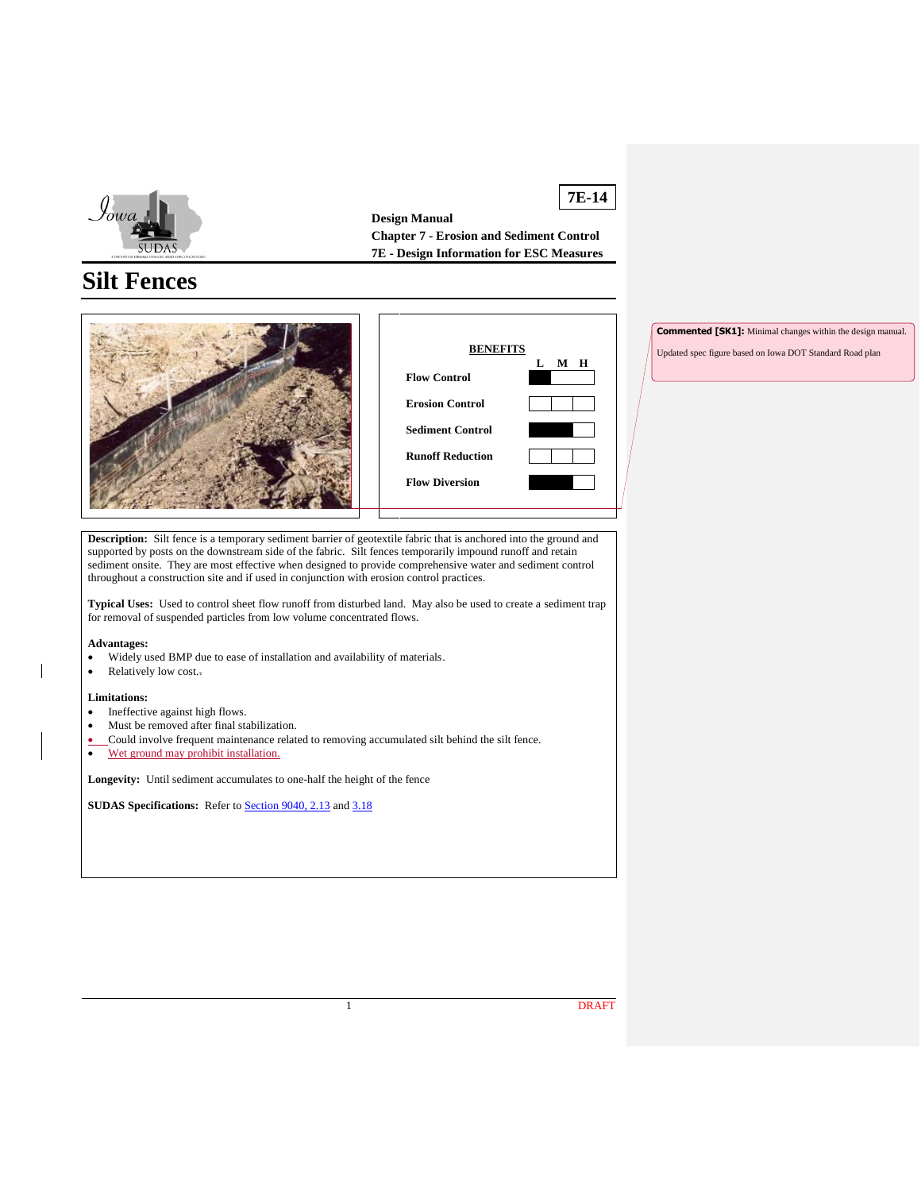**7E-14**

**Design Manual**
**Chapter 7 - Erosion and Sediment Control**
**7E - Design Information for ESC Measures**

# Silt Fences

| **BENEFITS** | L | M | H |
|---|---|---|---|
| **Flow Control** | ■ | | |
| **Erosion Control** | | | |
| **Sediment Control** | ■ | ■ | |
| **Runoff Reduction** | | | |
| **Flow Diversion** | ■ | ■ | |

**Commented [SK1]:** Minimal changes within the design manual.

Updated spec figure based on Iowa DOT Standard Road plan

**Description:** Silt fence is a temporary sediment barrier of geotextile fabric that is anchored into the ground and supported by posts on the downstream side of the fabric. Silt fences temporarily impound runoff and retain sediment onsite. They are most effective when designed to provide comprehensive water and sediment control throughout a construction site and if used in conjunction with erosion control practices.

**Typical Uses:** Used to control sheet flow runoff from disturbed land. May also be used to create a sediment trap for removal of suspended particles from low volume concentrated flows.

**Advantages:**

- Widely used BMP due to ease of installation and availability of materials.
- Relatively low cost.

**Limitations:**

- Ineffective against high flows.
- Must be removed after final stabilization.
- Could involve frequent maintenance related to removing accumulated silt behind the silt fence.
- Wet ground may prohibit installation.

**Longevity:** Until sediment accumulates to one-half the height of the fence

**SUDAS Specifications:** Refer to Section 9040, 2.13 and 3.18

DRAFT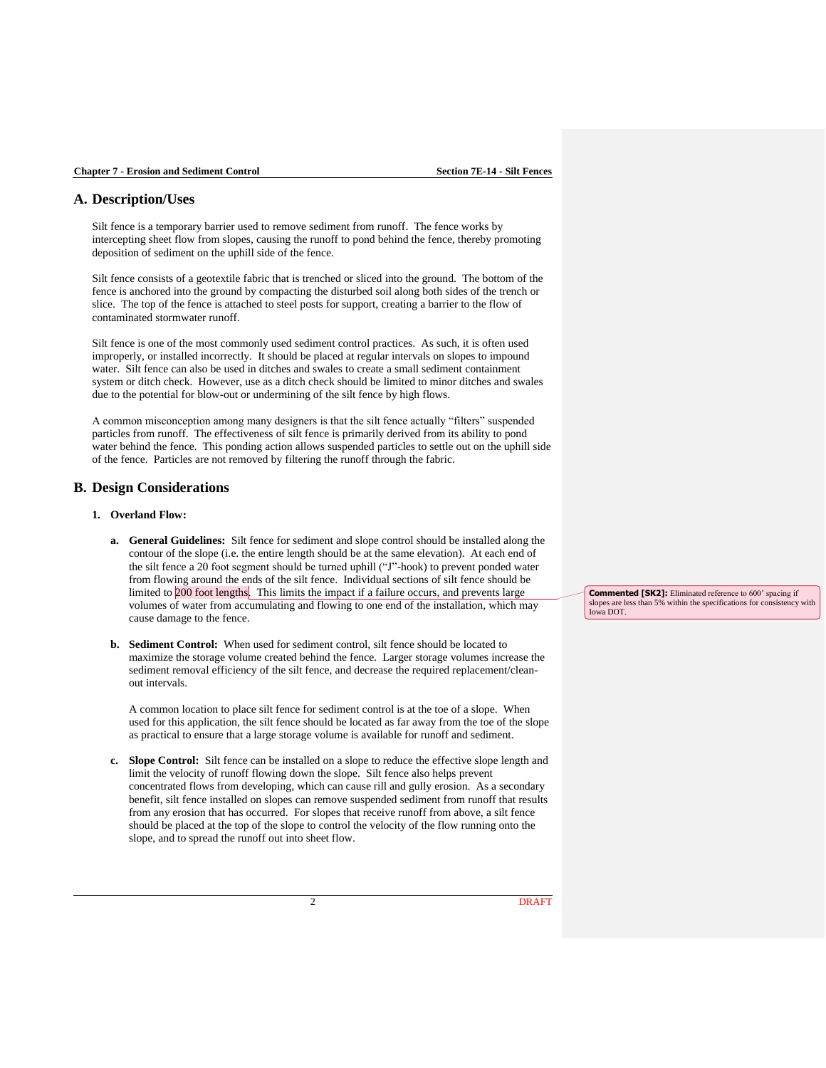## A. Description/Uses

Silt fence is a temporary barrier used to remove sediment from runoff. The fence works by intercepting sheet flow from slopes, causing the runoff to pond behind the fence, thereby promoting deposition of sediment on the uphill side of the fence.

Silt fence consists of a geotextile fabric that is trenched or sliced into the ground. The bottom of the fence is anchored into the ground by compacting the disturbed soil along both sides of the trench or slice. The top of the fence is attached to steel posts for support, creating a barrier to the flow of contaminated stormwater runoff.

Silt fence is one of the most commonly used sediment control practices. As such, it is often used improperly, or installed incorrectly. It should be placed at regular intervals on slopes to impound water. Silt fence can also be used in ditches and swales to create a small sediment containment system or ditch check. However, use as a ditch check should be limited to minor ditches and swales due to the potential for blow-out or undermining of the silt fence by high flows.

A common misconception among many designers is that the silt fence actually "filters" suspended particles from runoff. The effectiveness of silt fence is primarily derived from its ability to pond water behind the fence. This ponding action allows suspended particles to settle out on the uphill side of the fence. Particles are not removed by filtering the runoff through the fabric.

## B. Design Considerations

### 1. Overland Flow:

**a. General Guidelines:** Silt fence for sediment and slope control should be installed along the contour of the slope (i.e. the entire length should be at the same elevation). At each end of the silt fence a 20 foot segment should be turned uphill ("J"-hook) to prevent ponded water from flowing around the ends of the silt fence. Individual sections of silt fence should be limited to 200 foot lengths. This limits the impact if a failure occurs, and prevents large volumes of water from accumulating and flowing to one end of the installation, which may cause damage to the fence.

> **Commented [SK2]:** Eliminated reference to 600' spacing if slopes are less than 5% within the specifications for consistency with Iowa DOT.

**b. Sediment Control:** When used for sediment control, silt fence should be located to maximize the storage volume created behind the fence. Larger storage volumes increase the sediment removal efficiency of the silt fence, and decrease the required replacement/clean-out intervals.

A common location to place silt fence for sediment control is at the toe of a slope. When used for this application, the silt fence should be located as far away from the toe of the slope as practical to ensure that a large storage volume is available for runoff and sediment.

**c. Slope Control:** Silt fence can be installed on a slope to reduce the effective slope length and limit the velocity of runoff flowing down the slope. Silt fence also helps prevent concentrated flows from developing, which can cause rill and gully erosion. As a secondary benefit, silt fence installed on slopes can remove suspended sediment from runoff that results from any erosion that has occurred. For slopes that receive runoff from above, a silt fence should be placed at the top of the slope to control the velocity of the flow running onto the slope, and to spread the runoff out into sheet flow.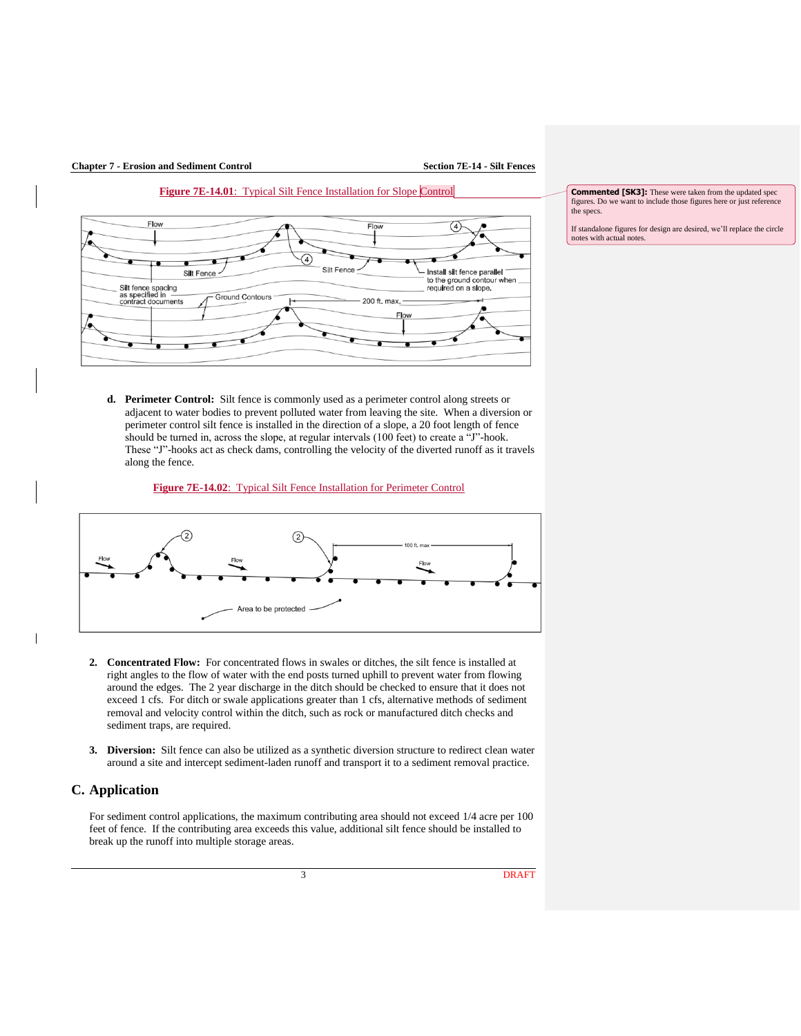**Figure 7E-14.01**: Typical Silt Fence Installation for Slope Control

> **Commented [SK3]:** These were taken from the updated spec figures. Do we want to include those figures here or just reference the specs.
>
> If standalone figures for design are desired, we'll replace the circle notes with actual notes.

d. **Perimeter Control:** Silt fence is commonly used as a perimeter control along streets or adjacent to water bodies to prevent polluted water from leaving the site. When a diversion or perimeter control silt fence is installed in the direction of a slope, a 20 foot length of fence should be turned in, across the slope, at regular intervals (100 feet) to create a "J"-hook. These "J"-hooks act as check dams, controlling the velocity of the diverted runoff as it travels along the fence.

**Figure 7E-14.02**: Typical Silt Fence Installation for Perimeter Control

2. **Concentrated Flow:** For concentrated flows in swales or ditches, the silt fence is installed at right angles to the flow of water with the end posts turned uphill to prevent water from flowing around the edges. The 2 year discharge in the ditch should be checked to ensure that it does not exceed 1 cfs. For ditch or swale applications greater than 1 cfs, alternative methods of sediment removal and velocity control within the ditch, such as rock or manufactured ditch checks and sediment traps, are required.

3. **Diversion:** Silt fence can also be utilized as a synthetic diversion structure to redirect clean water around a site and intercept sediment-laden runoff and transport it to a sediment removal practice.

## C. Application

For sediment control applications, the maximum contributing area should not exceed 1/4 acre per 100 feet of fence. If the contributing area exceeds this value, additional silt fence should be installed to break up the runoff into multiple storage areas.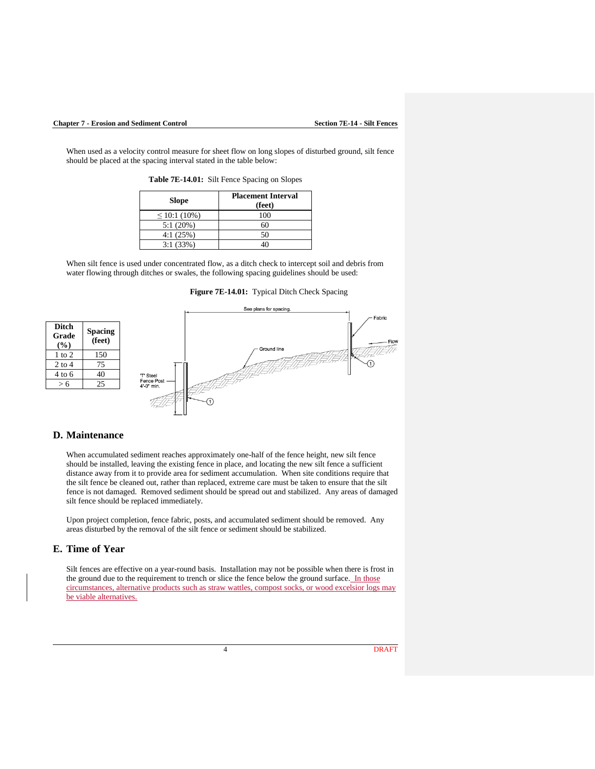When used as a velocity control measure for sheet flow on long slopes of disturbed ground, silt fence should be placed at the spacing interval stated in the table below:

**Table 7E-14.01:** Silt Fence Spacing on Slopes

| Slope | Placement Interval (feet) |
|---|---|
| ≤ 10:1 (10%) | 100 |
| 5:1 (20%) | 60 |
| 4:1 (25%) | 50 |
| 3:1 (33%) | 40 |

When silt fence is used under concentrated flow, as a ditch check to intercept soil and debris from water flowing through ditches or swales, the following spacing guidelines should be used:

**Figure 7E-14.01:** Typical Ditch Check Spacing

| Ditch Grade (%) | Spacing (feet) |
|---|---|
| 1 to 2 | 150 |
| 2 to 4 | 75 |
| 4 to 6 | 40 |
| > 6 | 25 |

See plans for spacing.

Fabric

Flow

Ground line

'T' Steel Fence Post 4'-0" min.

1

1

## D. Maintenance

When accumulated sediment reaches approximately one-half of the fence height, new silt fence should be installed, leaving the existing fence in place, and locating the new silt fence a sufficient distance away from it to provide area for sediment accumulation. When site conditions require that the silt fence be cleaned out, rather than replaced, extreme care must be taken to ensure that the silt fence is not damaged. Removed sediment should be spread out and stabilized. Any areas of damaged silt fence should be replaced immediately.

Upon project completion, fence fabric, posts, and accumulated sediment should be removed. Any areas disturbed by the removal of the silt fence or sediment should be stabilized.

## E. Time of Year

Silt fences are effective on a year-round basis. Installation may not be possible when there is frost in the ground due to the requirement to trench or slice the fence below the ground surface. In those circumstances, alternative products such as straw wattles, compost socks, or wood excelsior logs may be viable alternatives.